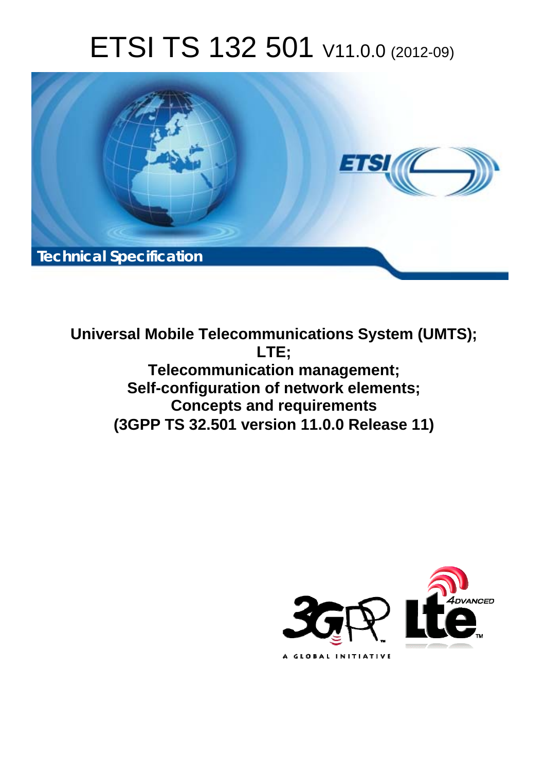# ETSI TS 132 501 V11.0.0 (2012-09)

Technical Specification

**Universal Mobile Telecommunications System (UMTS); LTE; Telecommunication management; Self-configuration of network elements; Concepts and requirements (3GPP TS 32.501 version 11.0.0 Release 11)**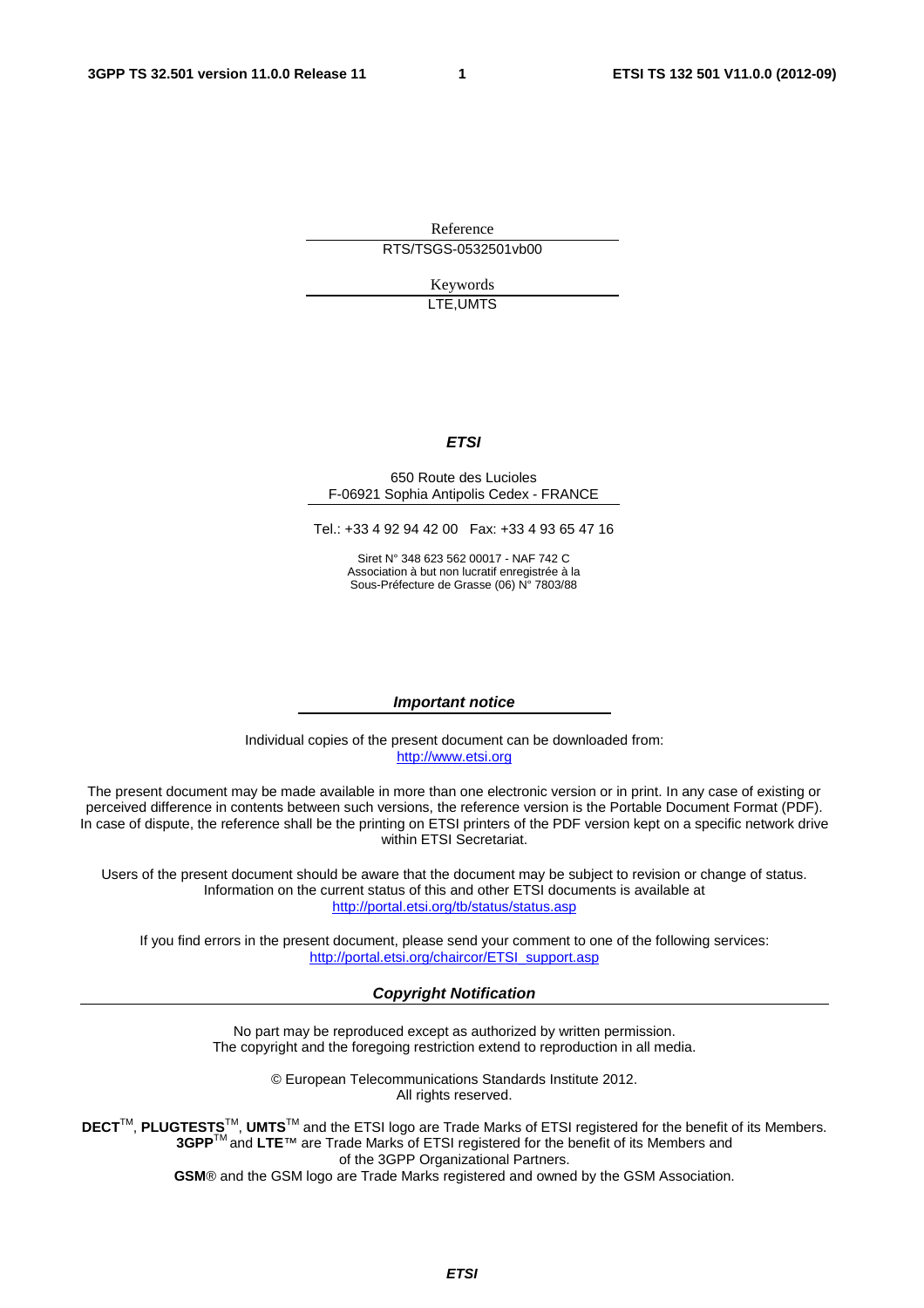Reference

RTS/TSGS-0532501vb00

Keywords

LTE,UMTS

***ETSI***

650 Route des Lucioles
F-06921 Sophia Antipolis Cedex - FRANCE

Tel.: +33 4 92 94 42 00   Fax: +33 4 93 65 47 16

Siret N° 348 623 562 00017 - NAF 742 C
Association à but non lucratif enregistrée à la
Sous-Préfecture de Grasse (06) N° 7803/88

***Important notice***

Individual copies of the present document can be downloaded from:
http://www.etsi.org

The present document may be made available in more than one electronic version or in print. In any case of existing or perceived difference in contents between such versions, the reference version is the Portable Document Format (PDF). In case of dispute, the reference shall be the printing on ETSI printers of the PDF version kept on a specific network drive within ETSI Secretariat.

Users of the present document should be aware that the document may be subject to revision or change of status. Information on the current status of this and other ETSI documents is available at
http://portal.etsi.org/tb/status/status.asp

If you find errors in the present document, please send your comment to one of the following services:
http://portal.etsi.org/chaircor/ETSI_support.asp

***Copyright Notification***

No part may be reproduced except as authorized by written permission.
The copyright and the foregoing restriction extend to reproduction in all media.

© European Telecommunications Standards Institute 2012.
All rights reserved.

**DECT**™, **PLUGTESTS**™, **UMTS**™ and the ETSI logo are Trade Marks of ETSI registered for the benefit of its Members.
**3GPP**™ and **LTE**™ are Trade Marks of ETSI registered for the benefit of its Members and
of the 3GPP Organizational Partners.
**GSM**® and the GSM logo are Trade Marks registered and owned by the GSM Association.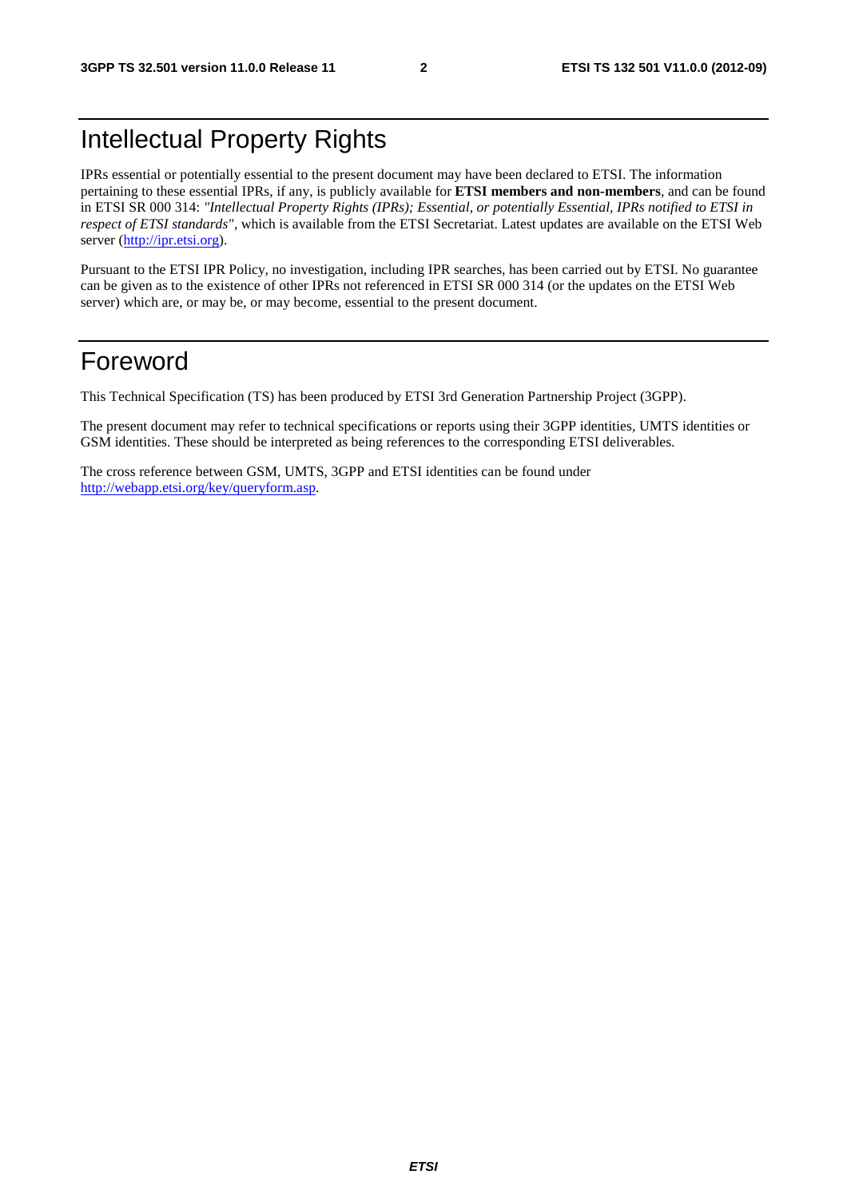# Intellectual Property Rights

IPRs essential or potentially essential to the present document may have been declared to ETSI. The information pertaining to these essential IPRs, if any, is publicly available for **ETSI members and non-members**, and can be found in ETSI SR 000 314: *"Intellectual Property Rights (IPRs); Essential, or potentially Essential, IPRs notified to ETSI in respect of ETSI standards"*, which is available from the ETSI Secretariat. Latest updates are available on the ETSI Web server (http://ipr.etsi.org).

Pursuant to the ETSI IPR Policy, no investigation, including IPR searches, has been carried out by ETSI. No guarantee can be given as to the existence of other IPRs not referenced in ETSI SR 000 314 (or the updates on the ETSI Web server) which are, or may be, or may become, essential to the present document.

# Foreword

This Technical Specification (TS) has been produced by ETSI 3rd Generation Partnership Project (3GPP).

The present document may refer to technical specifications or reports using their 3GPP identities, UMTS identities or GSM identities. These should be interpreted as being references to the corresponding ETSI deliverables.

The cross reference between GSM, UMTS, 3GPP and ETSI identities can be found under http://webapp.etsi.org/key/queryform.asp.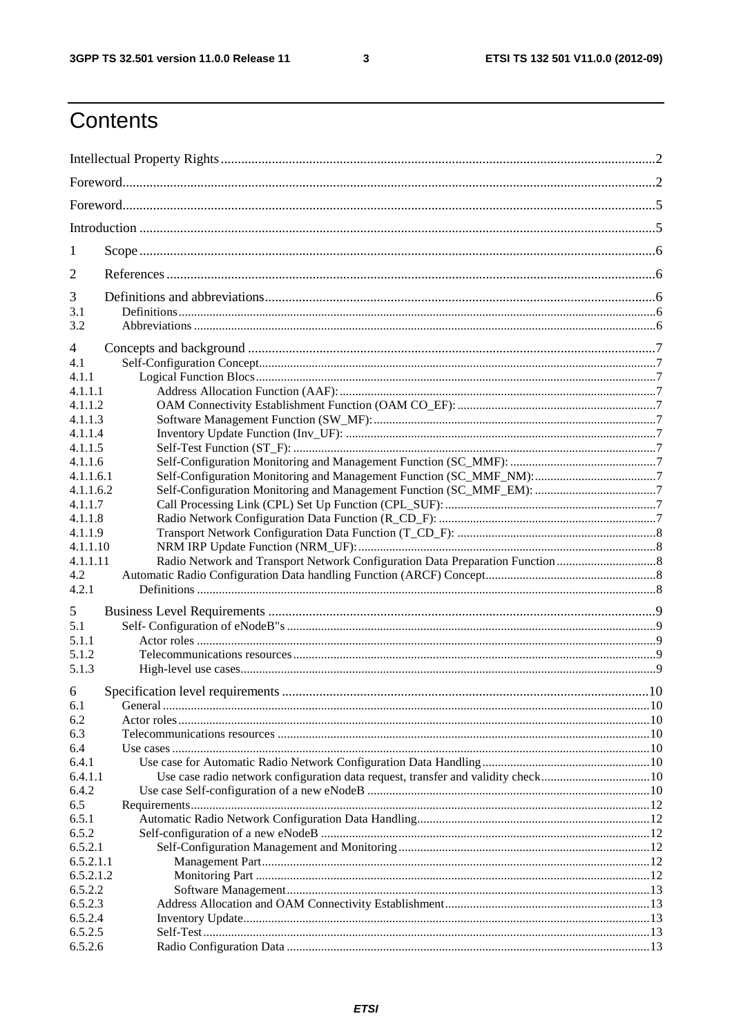# Contents

Intellectual Property Rights ..... 2

Foreword ..... 2

Foreword ..... 5

Introduction ..... 5

1 Scope ..... 6

2 References ..... 6

3 Definitions and abbreviations ..... 6

3.1 Definitions ..... 6

3.2 Abbreviations ..... 6

4 Concepts and background ..... 7

4.1 Self-Configuration Concept ..... 7

4.1.1 Logical Function Blocs ..... 7

4.1.1.1 Address Allocation Function (AAF): ..... 7

4.1.1.2 OAM Connectivity Establishment Function (OAM CO_EF): ..... 7

4.1.1.3 Software Management Function (SW_MF): ..... 7

4.1.1.4 Inventory Update Function (Inv_UF): ..... 7

4.1.1.5 Self-Test Function (ST_F): ..... 7

4.1.1.6 Self-Configuration Monitoring and Management Function (SC_MMF): ..... 7

4.1.1.6.1 Self-Configuration Monitoring and Management Function (SC_MMF_NM): ..... 7

4.1.1.6.2 Self-Configuration Monitoring and Management Function (SC_MMF_EM): ..... 7

4.1.1.7 Call Processing Link (CPL) Set Up Function (CPL_SUF): ..... 7

4.1.1.8 Radio Network Configuration Data Function (R_CD_F): ..... 7

4.1.1.9 Transport Network Configuration Data Function (T_CD_F): ..... 8

4.1.1.10 NRM IRP Update Function (NRM_UF): ..... 8

4.1.1.11 Radio Network and Transport Network Configuration Data Preparation Function ..... 8

4.2 Automatic Radio Configuration Data handling Function (ARCF) Concept ..... 8

4.2.1 Definitions ..... 8

5 Business Level Requirements ..... 9

5.1 Self- Configuration of eNodeB"s ..... 9

5.1.1 Actor roles ..... 9

5.1.2 Telecommunications resources ..... 9

5.1.3 High-level use cases ..... 9

6 Specification level requirements ..... 10

6.1 General ..... 10

6.2 Actor roles ..... 10

6.3 Telecommunications resources ..... 10

6.4 Use cases ..... 10

6.4.1 Use case for Automatic Radio Network Configuration Data Handling ..... 10

6.4.1.1 Use case radio network configuration data request, transfer and validity check ..... 10

6.4.2 Use case Self-configuration of a new eNodeB ..... 10

6.5 Requirements ..... 12

6.5.1 Automatic Radio Network Configuration Data Handling ..... 12

6.5.2 Self-configuration of a new eNodeB ..... 12

6.5.2.1 Self-Configuration Management and Monitoring ..... 12

6.5.2.1.1 Management Part ..... 12

6.5.2.1.2 Monitoring Part ..... 12

6.5.2.2 Software Management ..... 13

6.5.2.3 Address Allocation and OAM Connectivity Establishment ..... 13

6.5.2.4 Inventory Update ..... 13

6.5.2.5 Self-Test ..... 13

6.5.2.6 Radio Configuration Data ..... 13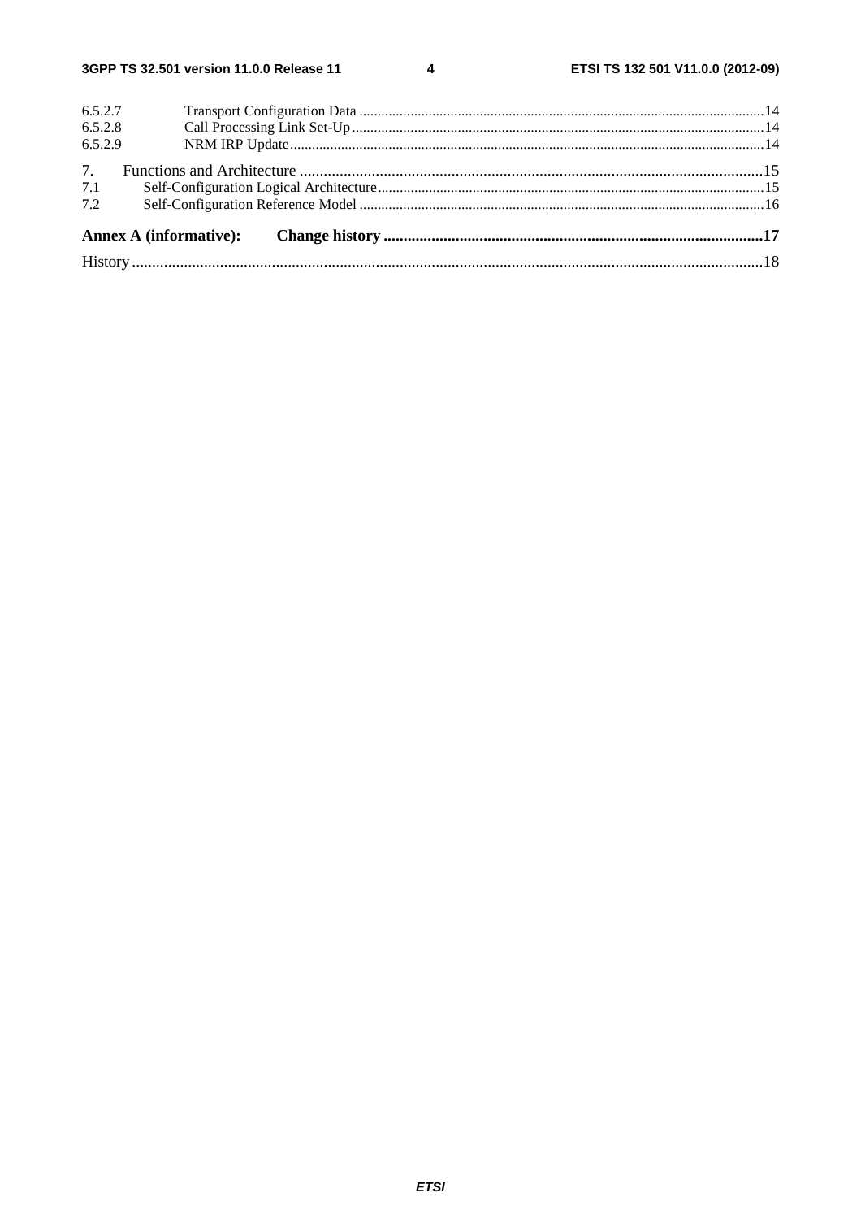6.5.2.7 Transport Configuration Data ..... 14
6.5.2.8 Call Processing Link Set-Up ..... 14
6.5.2.9 NRM IRP Update ..... 14

7. Functions and Architecture ..... 15
7.1 Self-Configuration Logical Architecture ..... 15
7.2 Self-Configuration Reference Model ..... 16

**Annex A (informative): Change history ..... 17**

History ..... 18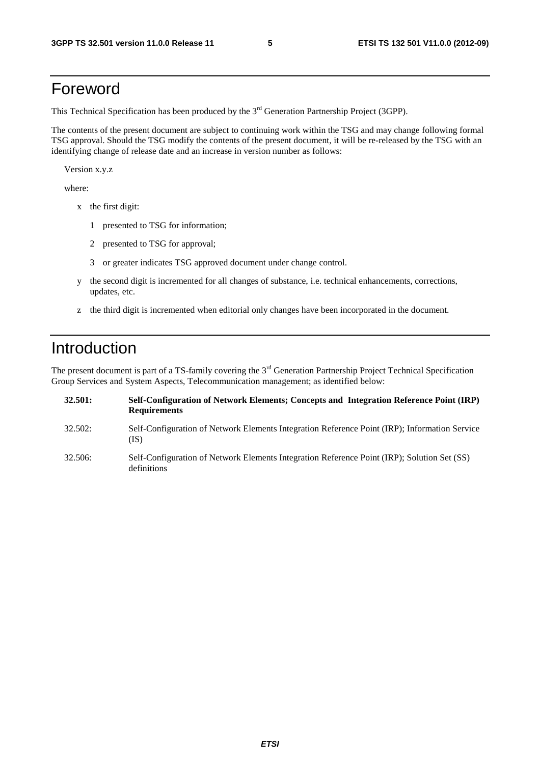# Foreword

This Technical Specification has been produced by the 3rd Generation Partnership Project (3GPP).

The contents of the present document are subject to continuing work within the TSG and may change following formal TSG approval. Should the TSG modify the contents of the present document, it will be re-released by the TSG with an identifying change of release date and an increase in version number as follows:

Version x.y.z

where:

- x the first digit:
  - 1 presented to TSG for information;
  - 2 presented to TSG for approval;
  - 3 or greater indicates TSG approved document under change control.
- y the second digit is incremented for all changes of substance, i.e. technical enhancements, corrections, updates, etc.
- z the third digit is incremented when editorial only changes have been incorporated in the document.

# Introduction

The present document is part of a TS-family covering the 3rd Generation Partnership Project Technical Specification Group Services and System Aspects, Telecommunication management; as identified below:

**32.501: Self-Configuration of Network Elements; Concepts and Integration Reference Point (IRP) Requirements**

32.502: Self-Configuration of Network Elements Integration Reference Point (IRP); Information Service (IS)

32.506: Self-Configuration of Network Elements Integration Reference Point (IRP); Solution Set (SS) definitions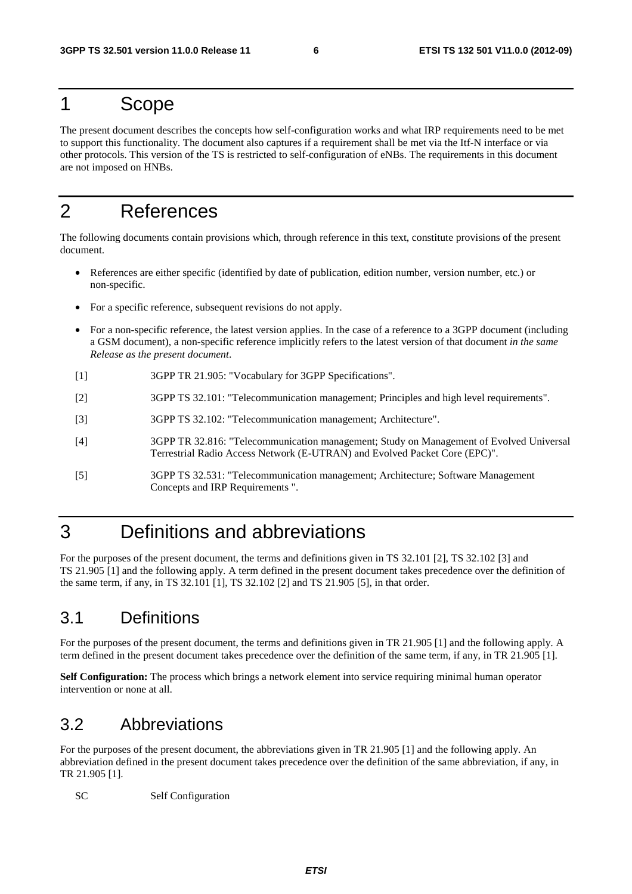# 1 Scope

The present document describes the concepts how self-configuration works and what IRP requirements need to be met to support this functionality. The document also captures if a requirement shall be met via the Itf-N interface or via other protocols. This version of the TS is restricted to self-configuration of eNBs. The requirements in this document are not imposed on HNBs.

# 2 References

The following documents contain provisions which, through reference in this text, constitute provisions of the present document.

- References are either specific (identified by date of publication, edition number, version number, etc.) or non-specific.
- For a specific reference, subsequent revisions do not apply.
- For a non-specific reference, the latest version applies. In the case of a reference to a 3GPP document (including a GSM document), a non-specific reference implicitly refers to the latest version of that document *in the same Release as the present document*.

[1] 3GPP TR 21.905: "Vocabulary for 3GPP Specifications".

[2] 3GPP TS 32.101: "Telecommunication management; Principles and high level requirements".

[3] 3GPP TS 32.102: "Telecommunication management; Architecture".

[4] 3GPP TR 32.816: "Telecommunication management; Study on Management of Evolved Universal Terrestrial Radio Access Network (E-UTRAN) and Evolved Packet Core (EPC)".

[5] 3GPP TS 32.531: "Telecommunication management; Architecture; Software Management Concepts and IRP Requirements ".

# 3 Definitions and abbreviations

For the purposes of the present document, the terms and definitions given in TS 32.101 [2], TS 32.102 [3] and TS 21.905 [1] and the following apply. A term defined in the present document takes precedence over the definition of the same term, if any, in TS 32.101 [1], TS 32.102 [2] and TS 21.905 [5], in that order.

## 3.1 Definitions

For the purposes of the present document, the terms and definitions given in TR 21.905 [1] and the following apply. A term defined in the present document takes precedence over the definition of the same term, if any, in TR 21.905 [1].

**Self Configuration:** The process which brings a network element into service requiring minimal human operator intervention or none at all.

## 3.2 Abbreviations

For the purposes of the present document, the abbreviations given in TR 21.905 [1] and the following apply. An abbreviation defined in the present document takes precedence over the definition of the same abbreviation, if any, in TR 21.905 [1].

SC Self Configuration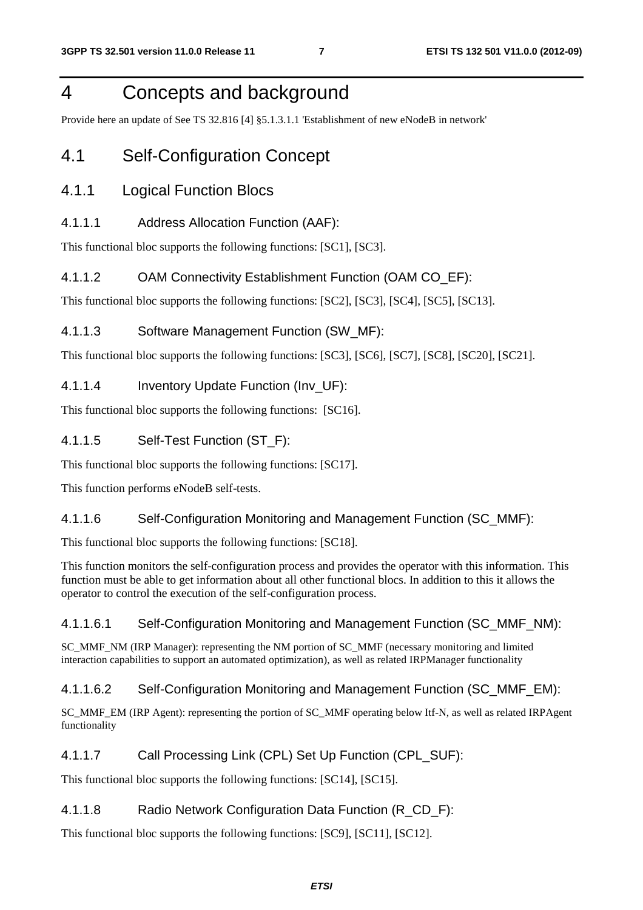# 4 Concepts and background

Provide here an update of See TS 32.816 [4] §5.1.3.1.1 'Establishment of new eNodeB in network'

## 4.1 Self-Configuration Concept

### 4.1.1 Logical Function Blocs

#### 4.1.1.1 Address Allocation Function (AAF):

This functional bloc supports the following functions: [SC1], [SC3].

#### 4.1.1.2 OAM Connectivity Establishment Function (OAM CO_EF):

This functional bloc supports the following functions: [SC2], [SC3], [SC4], [SC5], [SC13].

#### 4.1.1.3 Software Management Function (SW_MF):

This functional bloc supports the following functions: [SC3], [SC6], [SC7], [SC8], [SC20], [SC21].

#### 4.1.1.4 Inventory Update Function (Inv_UF):

This functional bloc supports the following functions: [SC16].

#### 4.1.1.5 Self-Test Function (ST_F):

This functional bloc supports the following functions: [SC17].

This function performs eNodeB self-tests.

#### 4.1.1.6 Self-Configuration Monitoring and Management Function (SC_MMF):

This functional bloc supports the following functions: [SC18].

This function monitors the self-configuration process and provides the operator with this information. This function must be able to get information about all other functional blocs. In addition to this it allows the operator to control the execution of the self-configuration process.

##### 4.1.1.6.1 Self-Configuration Monitoring and Management Function (SC_MMF_NM):

SC_MMF_NM (IRP Manager): representing the NM portion of SC_MMF (necessary monitoring and limited interaction capabilities to support an automated optimization), as well as related IRPManager functionality

##### 4.1.1.6.2 Self-Configuration Monitoring and Management Function (SC_MMF_EM):

SC_MMF_EM (IRP Agent): representing the portion of SC_MMF operating below Itf-N, as well as related IRPAgent functionality

#### 4.1.1.7 Call Processing Link (CPL) Set Up Function (CPL_SUF):

This functional bloc supports the following functions: [SC14], [SC15].

#### 4.1.1.8 Radio Network Configuration Data Function (R_CD_F):

This functional bloc supports the following functions: [SC9], [SC11], [SC12].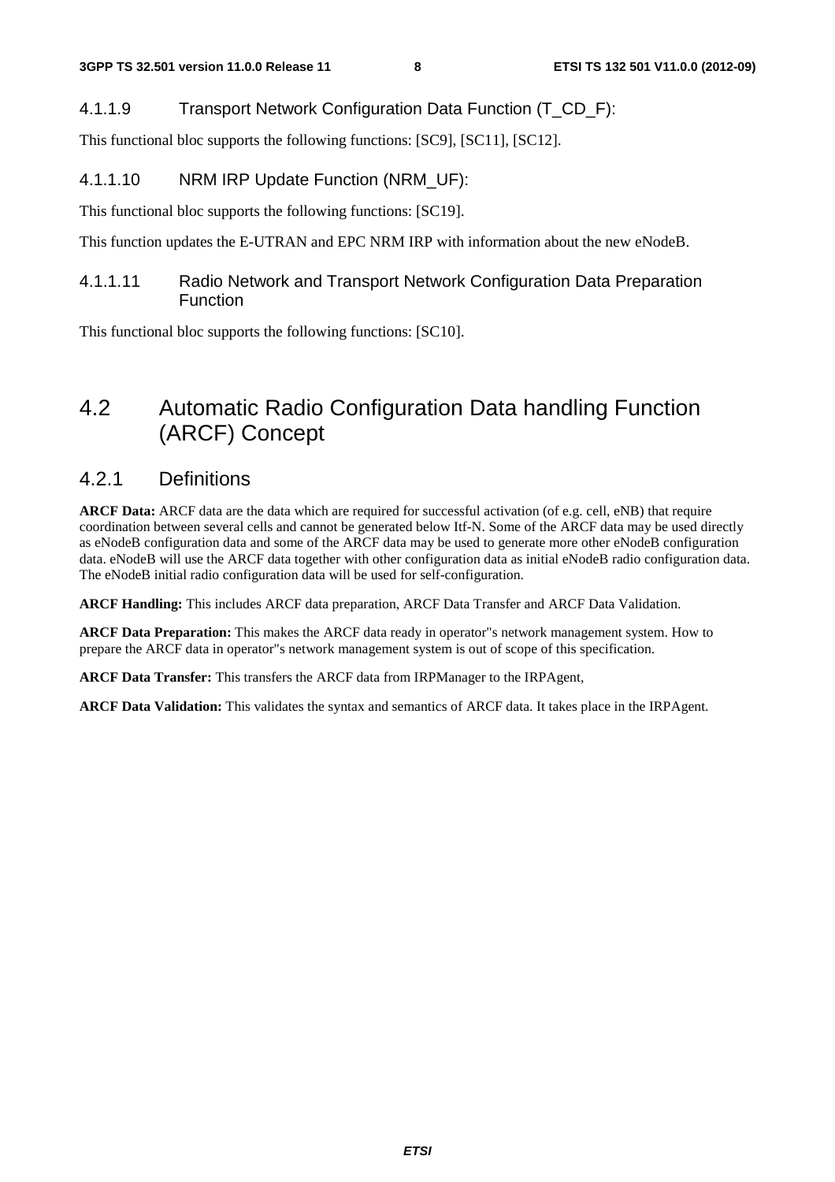#### 4.1.1.9 Transport Network Configuration Data Function (T_CD_F):

This functional bloc supports the following functions: [SC9], [SC11], [SC12].

#### 4.1.1.10 NRM IRP Update Function (NRM_UF):

This functional bloc supports the following functions: [SC19].

This function updates the E-UTRAN and EPC NRM IRP with information about the new eNodeB.

#### 4.1.1.11 Radio Network and Transport Network Configuration Data Preparation Function

This functional bloc supports the following functions: [SC10].

## 4.2 Automatic Radio Configuration Data handling Function (ARCF) Concept

### 4.2.1 Definitions

**ARCF Data:** ARCF data are the data which are required for successful activation (of e.g. cell, eNB) that require coordination between several cells and cannot be generated below Itf-N. Some of the ARCF data may be used directly as eNodeB configuration data and some of the ARCF data may be used to generate more other eNodeB configuration data. eNodeB will use the ARCF data together with other configuration data as initial eNodeB radio configuration data. The eNodeB initial radio configuration data will be used for self-configuration.

**ARCF Handling:** This includes ARCF data preparation, ARCF Data Transfer and ARCF Data Validation.

**ARCF Data Preparation:** This makes the ARCF data ready in operator"s network management system. How to prepare the ARCF data in operator"s network management system is out of scope of this specification.

**ARCF Data Transfer:** This transfers the ARCF data from IRPManager to the IRPAgent,

**ARCF Data Validation:** This validates the syntax and semantics of ARCF data. It takes place in the IRPAgent.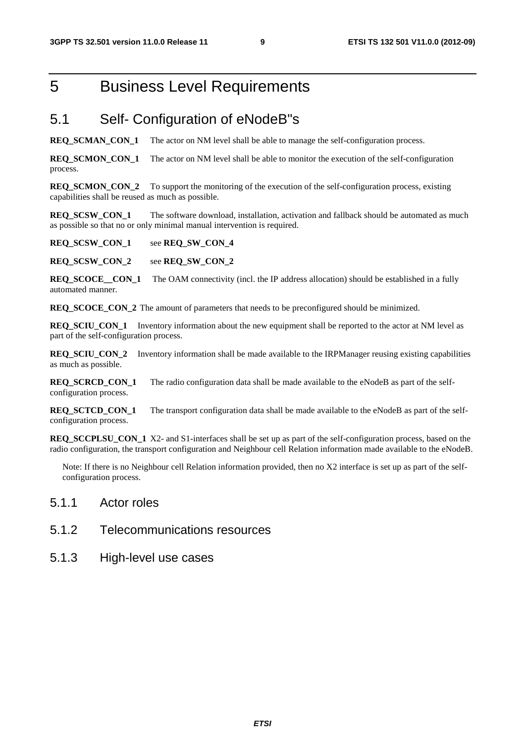# 5 Business Level Requirements

## 5.1 Self- Configuration of eNodeB"s

**REQ_SCMAN_CON_1** The actor on NM level shall be able to manage the self-configuration process.

**REQ_SCMON_CON_1** The actor on NM level shall be able to monitor the execution of the self-configuration process.

**REQ_SCMON_CON_2** To support the monitoring of the execution of the self-configuration process, existing capabilities shall be reused as much as possible.

**REQ_SCSW_CON_1** The software download, installation, activation and fallback should be automated as much as possible so that no or only minimal manual intervention is required.

**REQ_SCSW_CON_1** see **REQ_SW_CON_4**

**REQ_SCSW_CON_2** see **REQ_SW_CON_2**

**REQ_SCOCE__CON_1** The OAM connectivity (incl. the IP address allocation) should be established in a fully automated manner.

**REQ_SCOCE_CON_2** The amount of parameters that needs to be preconfigured should be minimized.

**REQ_SCIU_CON_1** Inventory information about the new equipment shall be reported to the actor at NM level as part of the self-configuration process.

**REQ_SCIU_CON_2** Inventory information shall be made available to the IRPManager reusing existing capabilities as much as possible.

**REQ_SCRCD_CON_1** The radio configuration data shall be made available to the eNodeB as part of the self-configuration process.

**REQ_SCTCD_CON_1** The transport configuration data shall be made available to the eNodeB as part of the self-configuration process.

**REQ_SCCPLSU_CON_1** X2- and S1-interfaces shall be set up as part of the self-configuration process, based on the radio configuration, the transport configuration and Neighbour cell Relation information made available to the eNodeB.

Note: If there is no Neighbour cell Relation information provided, then no X2 interface is set up as part of the self-configuration process.

### 5.1.1 Actor roles

### 5.1.2 Telecommunications resources

### 5.1.3 High-level use cases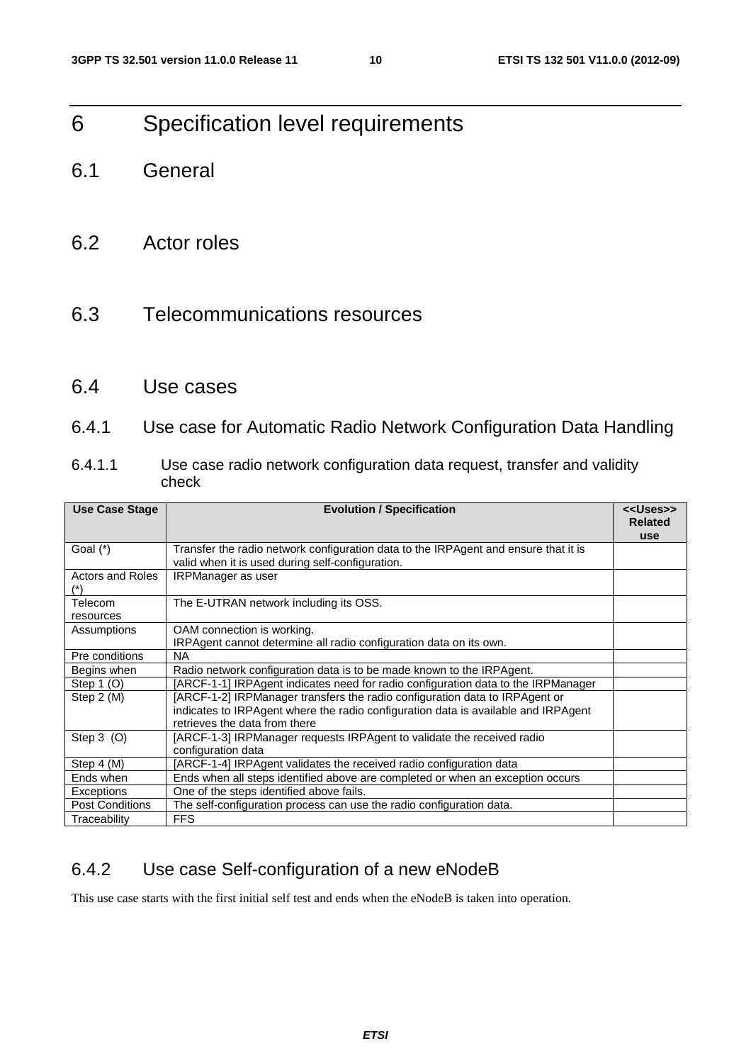# 6 Specification level requirements

## 6.1 General

## 6.2 Actor roles

## 6.3 Telecommunications resources

## 6.4 Use cases

### 6.4.1 Use case for Automatic Radio Network Configuration Data Handling

#### 6.4.1.1 Use case radio network configuration data request, transfer and validity check

| Use Case Stage | Evolution / Specification | <<Uses>> Related use |
|---|---|---|
| Goal (*) | Transfer the radio network configuration data to the IRPAgent and ensure that it is valid when it is used during self-configuration. | |
| Actors and Roles (*) | IRPManager as user | |
| Telecom resources | The E-UTRAN network including its OSS. | |
| Assumptions | OAM connection is working.<br>IRPAgent cannot determine all radio configuration data on its own. | |
| Pre conditions | NA | |
| Begins when | Radio network configuration data is to be made known to the IRPAgent. | |
| Step 1 (O) | [ARCF-1-1] IRPAgent indicates need for radio configuration data to the IRPManager | |
| Step 2 (M) | [ARCF-1-2] IRPManager transfers the radio configuration data to IRPAgent or indicates to IRPAgent where the radio configuration data is available and IRPAgent retrieves the data from there | |
| Step 3 (O) | [ARCF-1-3] IRPManager requests IRPAgent to validate the received radio configuration data | |
| Step 4 (M) | [ARCF-1-4] IRPAgent validates the received radio configuration data | |
| Ends when | Ends when all steps identified above are completed or when an exception occurs | |
| Exceptions | One of the steps identified above fails. | |
| Post Conditions | The self-configuration process can use the radio configuration data. | |
| Traceability | FFS | |

### 6.4.2 Use case Self-configuration of a new eNodeB

This use case starts with the first initial self test and ends when the eNodeB is taken into operation.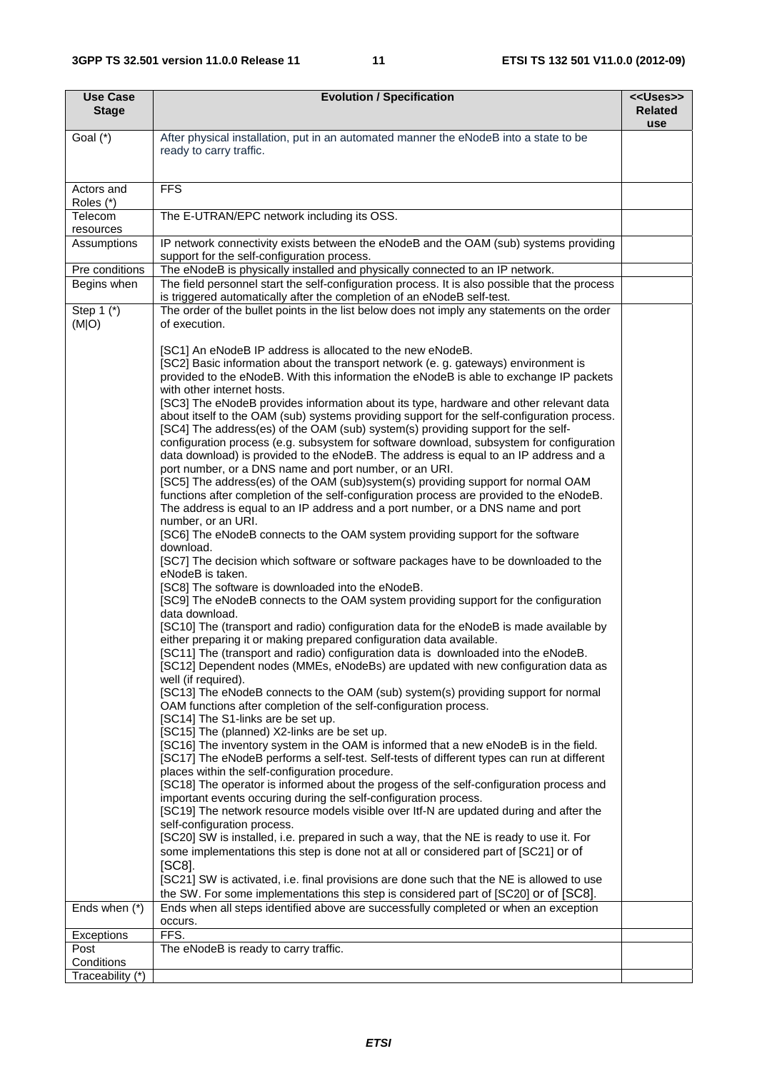| Use Case Stage | Evolution / Specification | <<Uses>> Related use |
|---|---|---|
| Goal (*) | After physical installation, put in an automated manner the eNodeB into a state to be ready to carry traffic. | |
| Actors and Roles (*) | FFS | |
| Telecom resources | The E-UTRAN/EPC network including its OSS. | |
| Assumptions | IP network connectivity exists between the eNodeB and the OAM (sub) systems providing support for the self-configuration process. | |
| Pre conditions | The eNodeB is physically installed and physically connected to an IP network. | |
| Begins when | The field personnel start the self-configuration process. It is also possible that the process is triggered automatically after the completion of an eNodeB self-test. | |
| Step 1 (*) (M\|O) | The order of the bullet points in the list below does not imply any statements on the order of execution.<br><br>[SC1] An eNodeB IP address is allocated to the new eNodeB.<br>[SC2] Basic information about the transport network (e. g. gateways) environment is provided to the eNodeB. With this information the eNodeB is able to exchange IP packets with other internet hosts.<br>[SC3] The eNodeB provides information about its type, hardware and other relevant data about itself to the OAM (sub) systems providing support for the self-configuration process.<br>[SC4] The address(es) of the OAM (sub) system(s) providing support for the self-configuration process (e.g. subsystem for software download, subsystem for configuration data download) is provided to the eNodeB. The address is equal to an IP address and a port number, or a DNS name and port number, or an URI.<br>[SC5] The address(es) of the OAM (sub)system(s) providing support for normal OAM functions after completion of the self-configuration process are provided to the eNodeB. The address is equal to an IP address and a port number, or a DNS name and port number, or an URI.<br>[SC6] The eNodeB connects to the OAM system providing support for the software download.<br>[SC7] The decision which software or software packages have to be downloaded to the eNodeB is taken.<br>[SC8] The software is downloaded into the eNodeB.<br>[SC9] The eNodeB connects to the OAM system providing support for the configuration data download.<br>[SC10] The (transport and radio) configuration data for the eNodeB is made available by either preparing it or making prepared configuration data available.<br>[SC11] The (transport and radio) configuration data is downloaded into the eNodeB.<br>[SC12] Dependent nodes (MMEs, eNodeBs) are updated with new configuration data as well (if required).<br>[SC13] The eNodeB connects to the OAM (sub) system(s) providing support for normal OAM functions after completion of the self-configuration process.<br>[SC14] The S1-links are be set up.<br>[SC15] The (planned) X2-links are be set up.<br>[SC16] The inventory system in the OAM is informed that a new eNodeB is in the field.<br>[SC17] The eNodeB performs a self-test. Self-tests of different types can run at different places within the self-configuration procedure.<br>[SC18] The operator is informed about the progess of the self-configuration process and important events occuring during the self-configuration process.<br>[SC19] The network resource models visible over Itf-N are updated during and after the self-configuration process.<br>[SC20] SW is installed, i.e. prepared in such a way, that the NE is ready to use it. For some implementations this step is done not at all or considered part of [SC21] or of [SC8].<br>[SC21] SW is activated, i.e. final provisions are done such that the NE is allowed to use the SW. For some implementations this step is considered part of [SC20] or of [SC8]. | |
| Ends when (*) | Ends when all steps identified above are successfully completed or when an exception occurs. | |
| Exceptions | FFS. | |
| Post Conditions | The eNodeB is ready to carry traffic. | |
| Traceability (*) | | |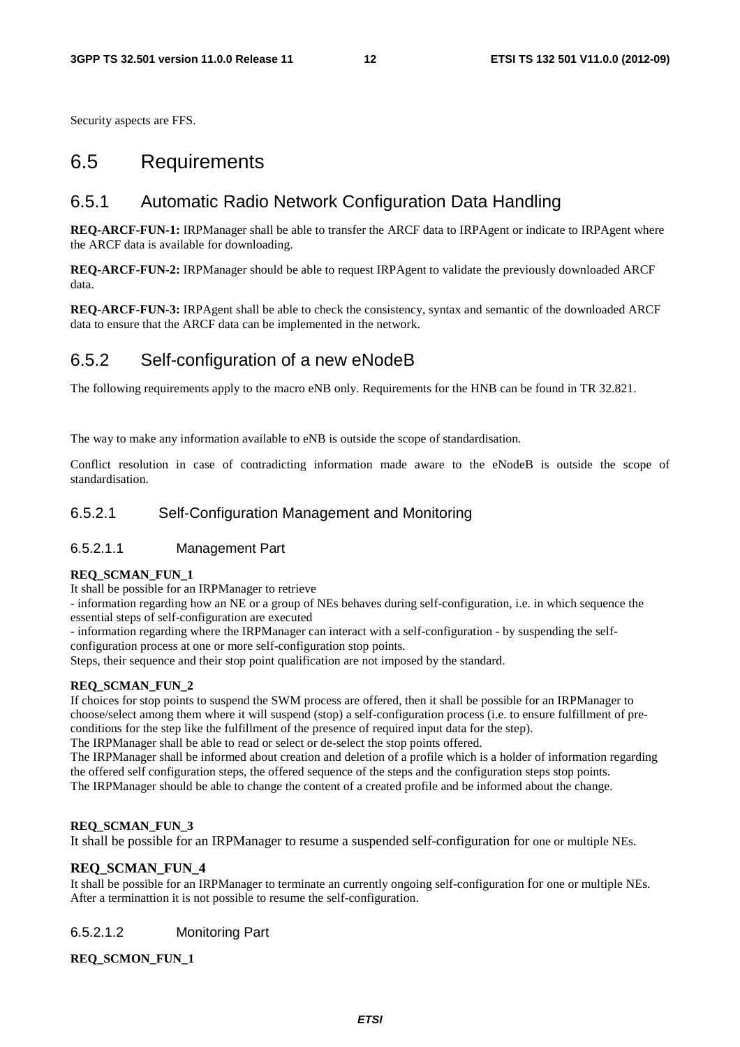Security aspects are FFS.

## 6.5 Requirements

### 6.5.1 Automatic Radio Network Configuration Data Handling

**REQ-ARCF-FUN-1:** IRPManager shall be able to transfer the ARCF data to IRPAgent or indicate to IRPAgent where the ARCF data is available for downloading.

**REQ-ARCF-FUN-2:** IRPManager should be able to request IRPAgent to validate the previously downloaded ARCF data.

**REQ-ARCF-FUN-3:** IRPAgent shall be able to check the consistency, syntax and semantic of the downloaded ARCF data to ensure that the ARCF data can be implemented in the network.

### 6.5.2 Self-configuration of a new eNodeB

The following requirements apply to the macro eNB only. Requirements for the HNB can be found in TR 32.821.

The way to make any information available to eNB is outside the scope of standardisation.

Conflict resolution in case of contradicting information made aware to the eNodeB is outside the scope of standardisation.

#### 6.5.2.1 Self-Configuration Management and Monitoring

##### 6.5.2.1.1 Management Part

**REQ_SCMAN_FUN_1**

It shall be possible for an IRPManager to retrieve

- information regarding how an NE or a group of NEs behaves during self-configuration, i.e. in which sequence the essential steps of self-configuration are executed
- information regarding where the IRPManager can interact with a self-configuration - by suspending the self-configuration process at one or more self-configuration stop points.

Steps, their sequence and their stop point qualification are not imposed by the standard.

**REQ_SCMAN_FUN_2**

If choices for stop points to suspend the SWM process are offered, then it shall be possible for an IRPManager to choose/select among them where it will suspend (stop) a self-configuration process (i.e. to ensure fulfillment of pre-conditions for the step like the fulfillment of the presence of required input data for the step).

The IRPManager shall be able to read or select or de-select the stop points offered.

The IRPManager shall be informed about creation and deletion of a profile which is a holder of information regarding the offered self configuration steps, the offered sequence of the steps and the configuration steps stop points.

The IRPManager should be able to change the content of a created profile and be informed about the change.

**REQ_SCMAN_FUN_3**

It shall be possible for an IRPManager to resume a suspended self-configuration for one or multiple NEs.

**REQ_SCMAN_FUN_4**

It shall be possible for an IRPManager to terminate an currently ongoing self-configuration for one or multiple NEs. After a terminattion it is not possible to resume the self-configuration.

##### 6.5.2.1.2 Monitoring Part

**REQ_SCMON_FUN_1**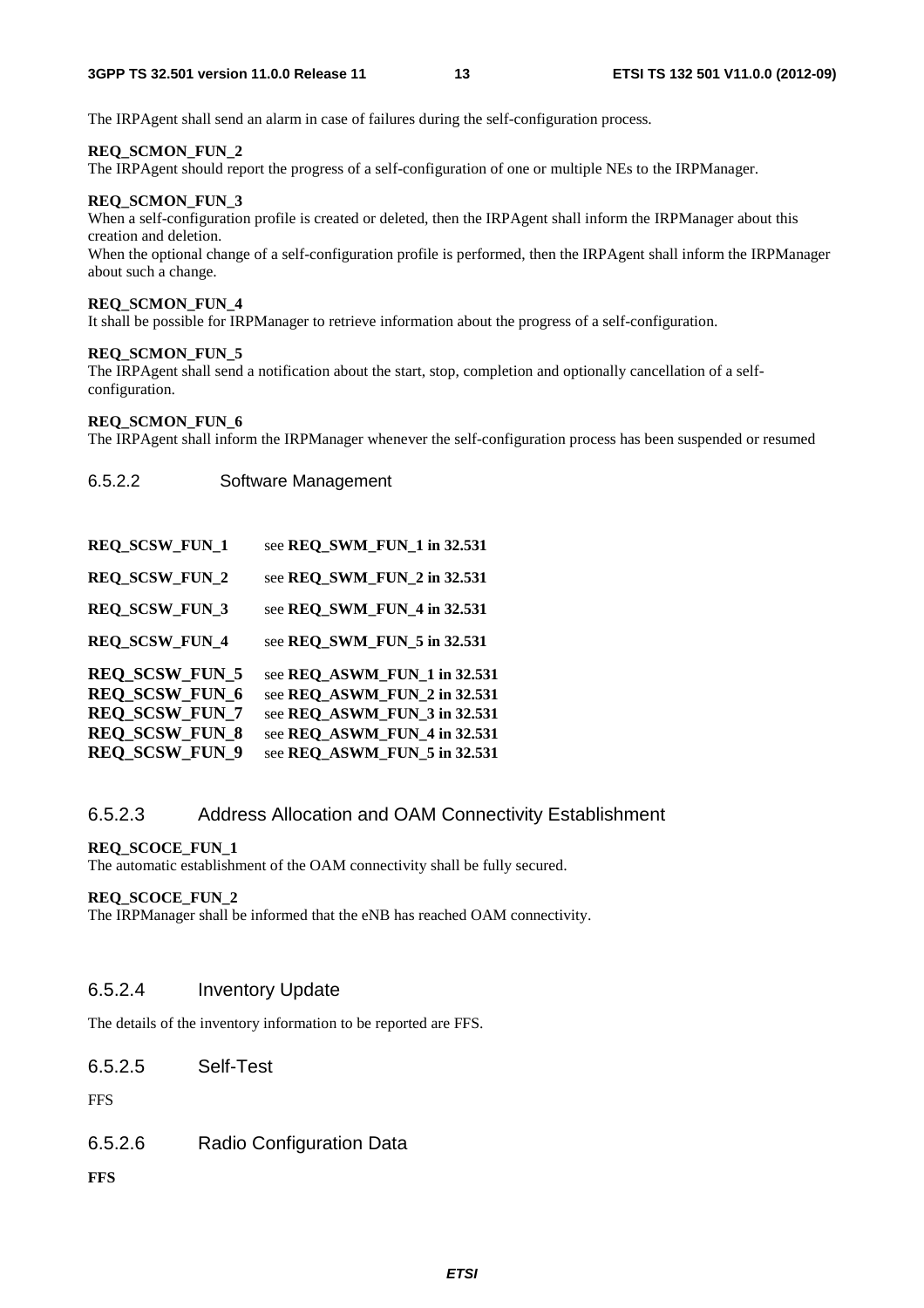The IRPAgent shall send an alarm in case of failures during the self-configuration process.

**REQ_SCMON_FUN_2**
The IRPAgent should report the progress of a self-configuration of one or multiple NEs to the IRPManager.

**REQ_SCMON_FUN_3**
When a self-configuration profile is created or deleted, then the IRPAgent shall inform the IRPManager about this creation and deletion.
When the optional change of a self-configuration profile is performed, then the IRPAgent shall inform the IRPManager about such a change.

**REQ_SCMON_FUN_4**
It shall be possible for IRPManager to retrieve information about the progress of a self-configuration.

**REQ_SCMON_FUN_5**
The IRPAgent shall send a notification about the start, stop, completion and optionally cancellation of a self-configuration.

**REQ_SCMON_FUN_6**
The IRPAgent shall inform the IRPManager whenever the self-configuration process has been suspended or resumed

#### 6.5.2.2 Software Management

**REQ_SCSW_FUN_1** see **REQ_SWM_FUN_1 in 32.531**

**REQ_SCSW_FUN_2** see **REQ_SWM_FUN_2 in 32.531**

**REQ_SCSW_FUN_3** see **REQ_SWM_FUN_4 in 32.531**

**REQ_SCSW_FUN_4** see **REQ_SWM_FUN_5 in 32.531**

**REQ_SCSW_FUN_5** see **REQ_ASWM_FUN_1 in 32.531**
**REQ_SCSW_FUN_6** see **REQ_ASWM_FUN_2 in 32.531**
**REQ_SCSW_FUN_7** see **REQ_ASWM_FUN_3 in 32.531**
**REQ_SCSW_FUN_8** see **REQ_ASWM_FUN_4 in 32.531**
**REQ_SCSW_FUN_9** see **REQ_ASWM_FUN_5 in 32.531**

#### 6.5.2.3 Address Allocation and OAM Connectivity Establishment

**REQ_SCOCE_FUN_1**
The automatic establishment of the OAM connectivity shall be fully secured.

**REQ_SCOCE_FUN_2**
The IRPManager shall be informed that the eNB has reached OAM connectivity.

#### 6.5.2.4 Inventory Update

The details of the inventory information to be reported are FFS.

#### 6.5.2.5 Self-Test

FFS

#### 6.5.2.6 Radio Configuration Data

**FFS**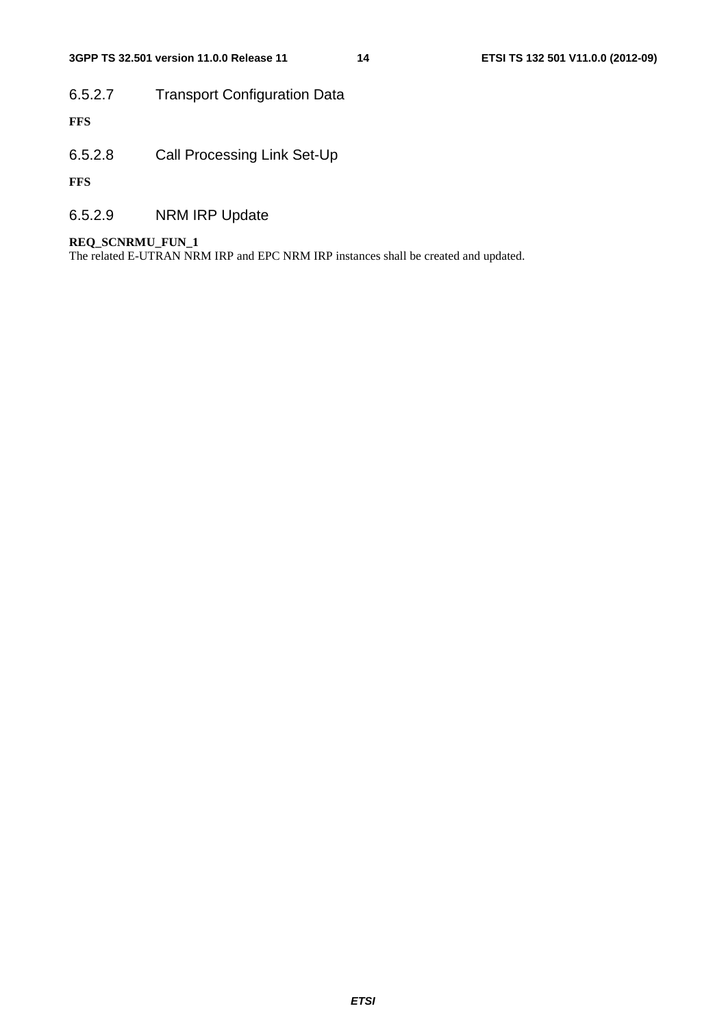#### 6.5.2.7 Transport Configuration Data

**FFS**

#### 6.5.2.8 Call Processing Link Set-Up

**FFS**

#### 6.5.2.9 NRM IRP Update

**REQ_SCNRMU_FUN_1**
The related E-UTRAN NRM IRP and EPC NRM IRP instances shall be created and updated.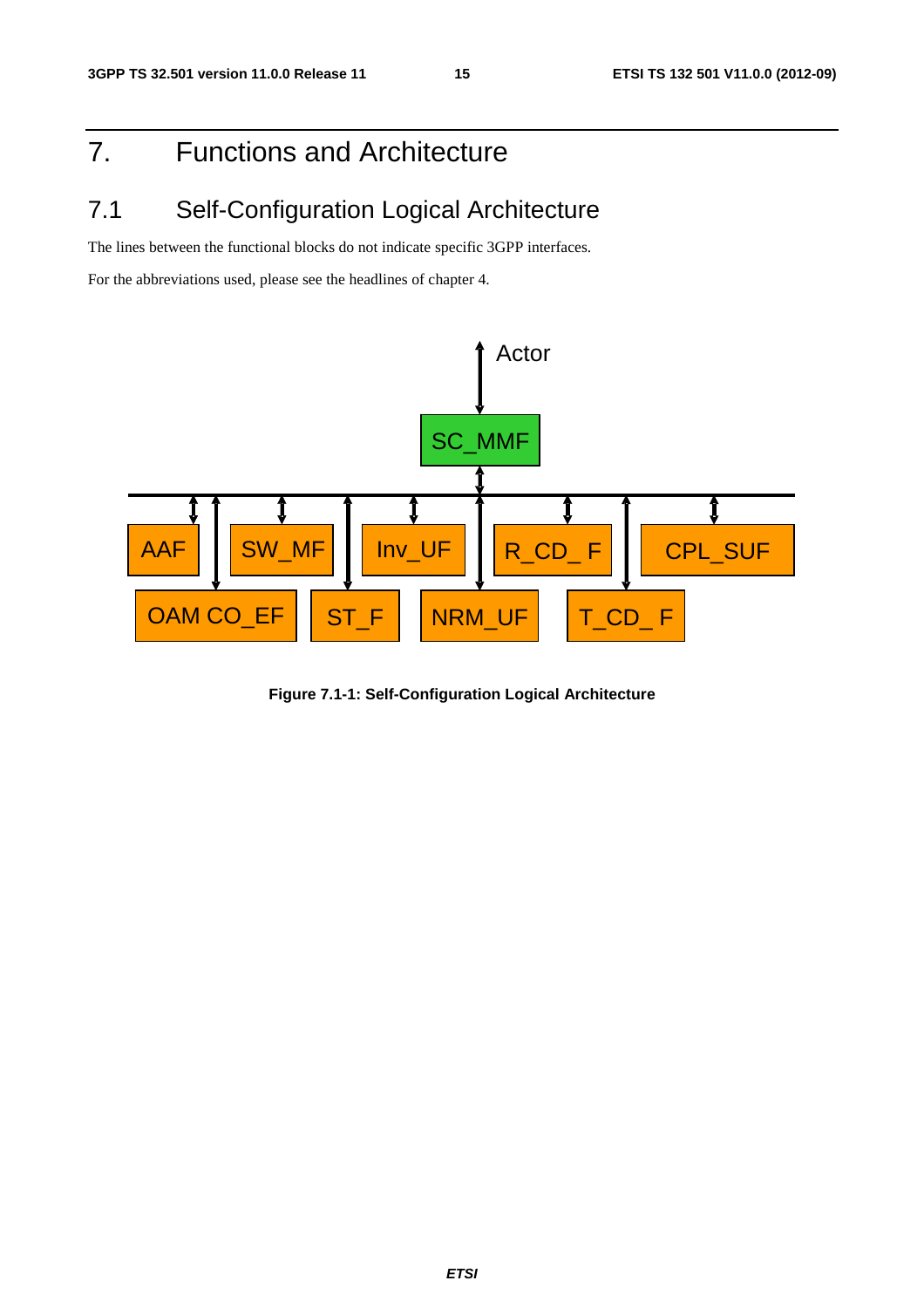# 7. Functions and Architecture

## 7.1 Self-Configuration Logical Architecture

The lines between the functional blocks do not indicate specific 3GPP interfaces.

For the abbreviations used, please see the headlines of chapter 4.

**Figure 7.1-1: Self-Configuration Logical Architecture**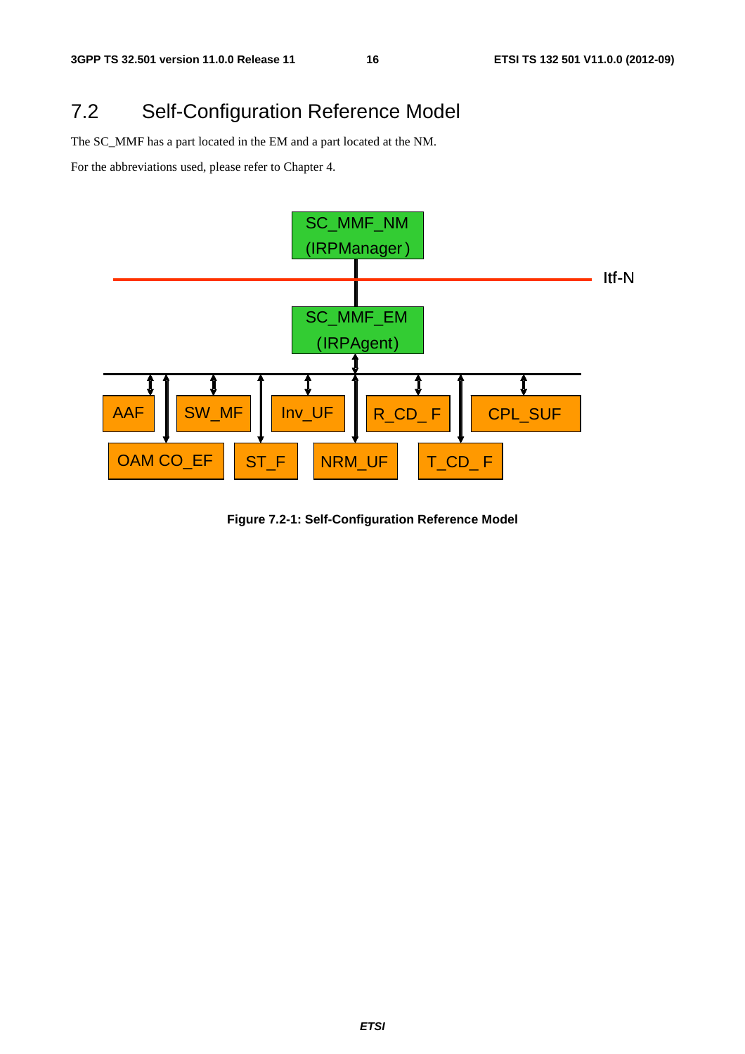## 7.2 Self-Configuration Reference Model

The SC_MMF has a part located in the EM and a part located at the NM.

For the abbreviations used, please refer to Chapter 4.

**Figure 7.2-1: Self-Configuration Reference Model**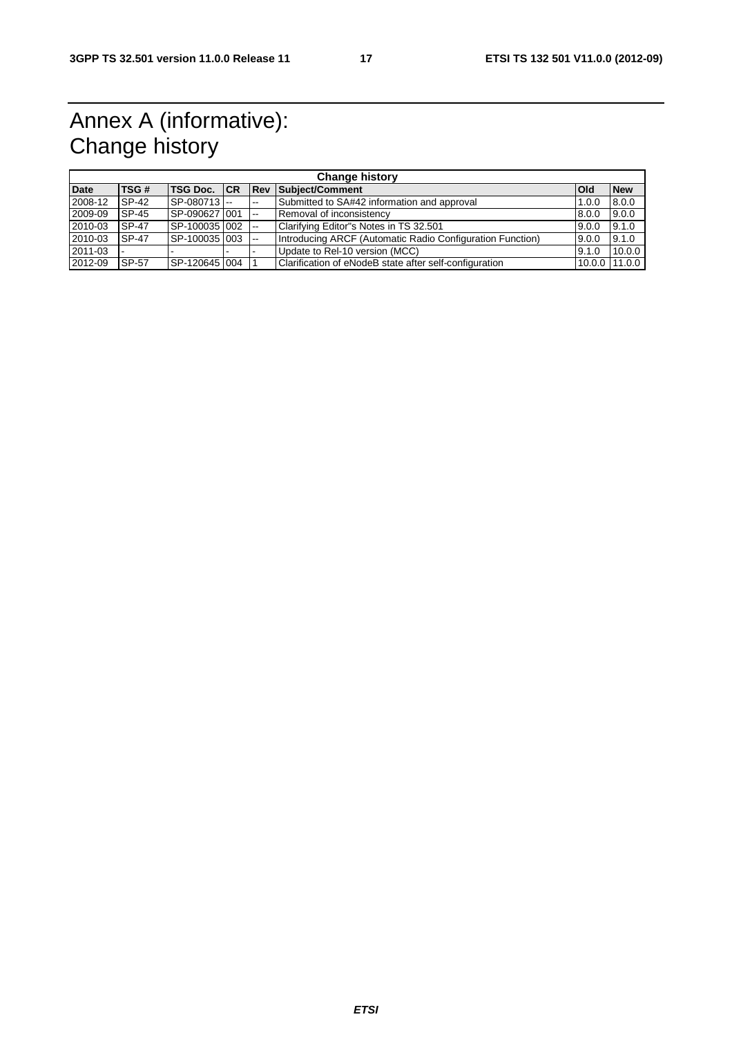# Annex A (informative): Change history

| Change history | | | | | | | |
|---|---|---|---|---|---|---|---|
| **Date** | **TSG #** | **TSG Doc.** | **CR** | **Rev** | **Subject/Comment** | **Old** | **New** |
| 2008-12 | SP-42 | SP-080713 | -- | -- | Submitted to SA#42 information and approval | 1.0.0 | 8.0.0 |
| 2009-09 | SP-45 | SP-090627 | 001 | -- | Removal of inconsistency | 8.0.0 | 9.0.0 |
| 2010-03 | SP-47 | SP-100035 | 002 | -- | Clarifying Editor"s Notes in TS 32.501 | 9.0.0 | 9.1.0 |
| 2010-03 | SP-47 | SP-100035 | 003 | -- | Introducing ARCF (Automatic Radio Configuration Function) | 9.0.0 | 9.1.0 |
| 2011-03 | - | - | - | - | Update to Rel-10 version (MCC) | 9.1.0 | 10.0.0 |
| 2012-09 | SP-57 | SP-120645 | 004 | 1 | Clarification of eNodeB state after self-configuration | 10.0.0 | 11.0.0 |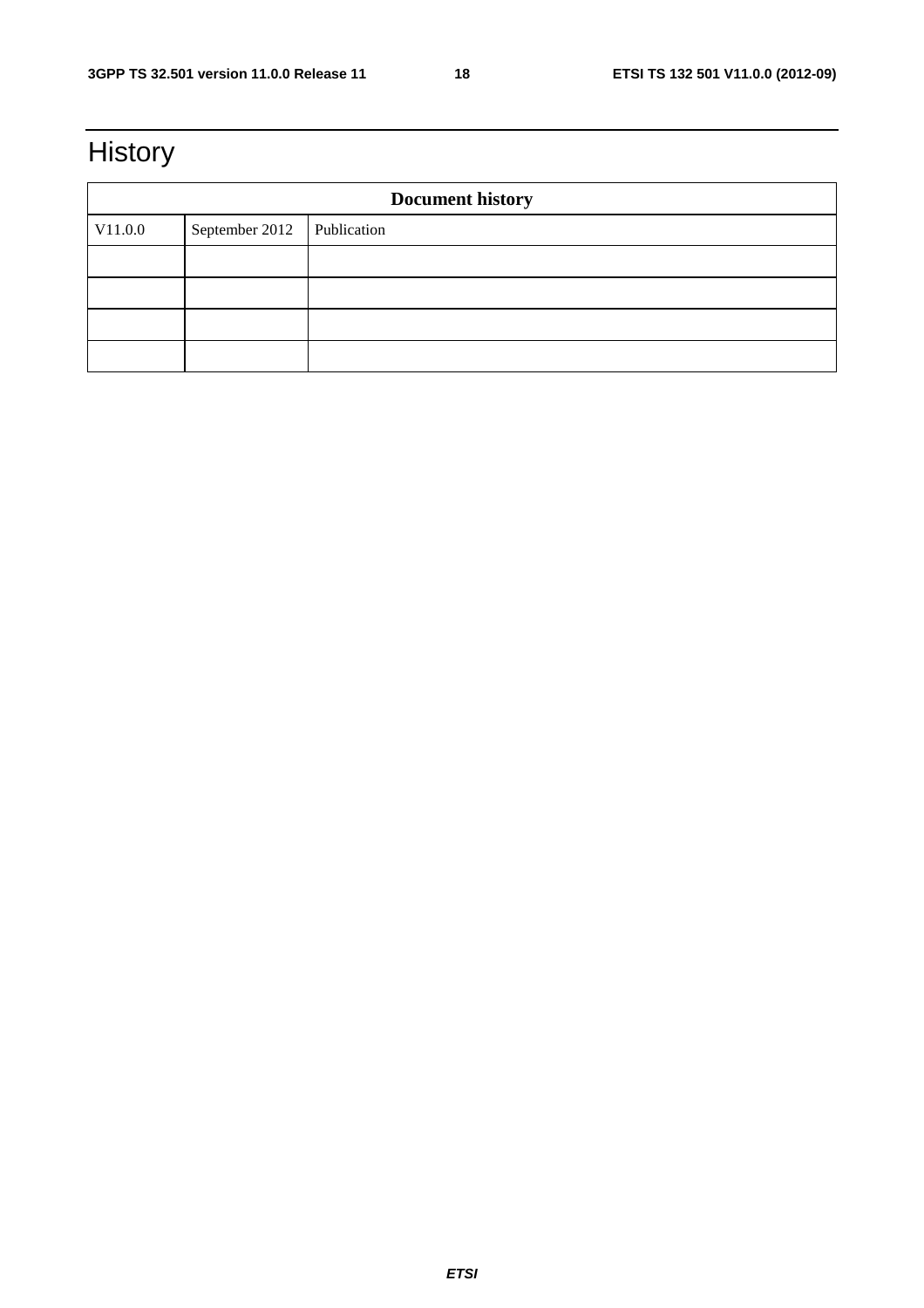# History

| Document history | | |
|---|---|---|
| V11.0.0 | September 2012 | Publication |
| | | |
| | | |
| | | |
| | | |